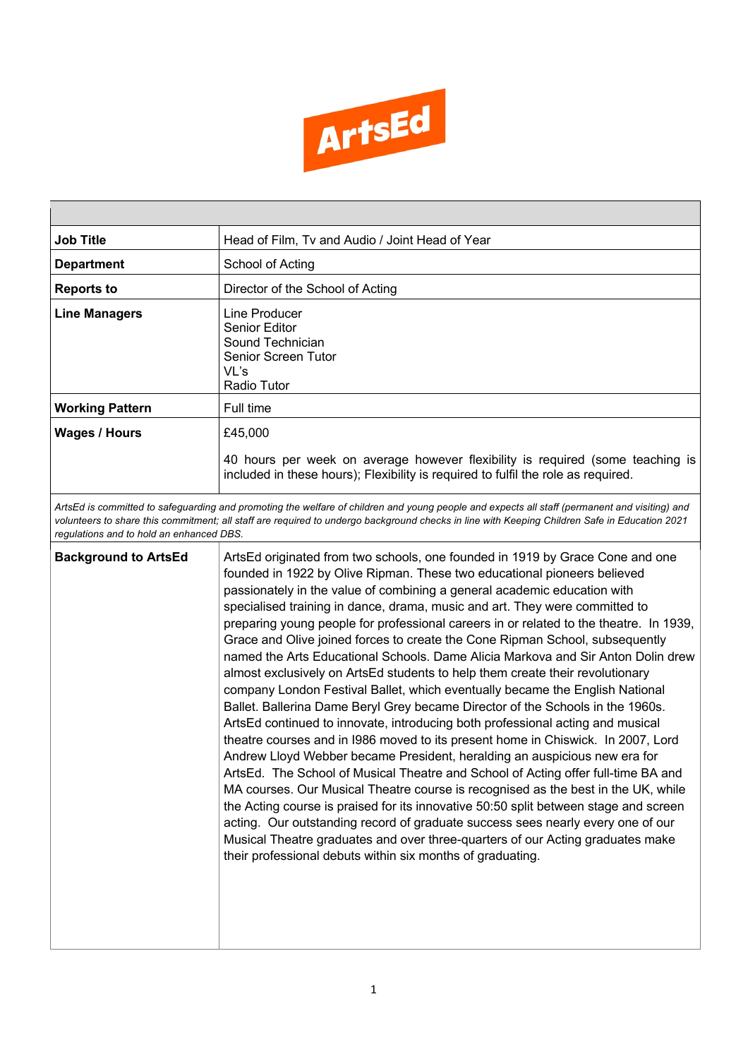ArtsEd

| | |
|---|---|
| **Job Title** | Head of Film, Tv and Audio / Joint Head of Year |
| **Department** | School of Acting |
| **Reports to** | Director of the School of Acting |
| **Line Managers** | Line Producer<br>Senior Editor<br>Sound Technician<br>Senior Screen Tutor<br>VL's<br>Radio Tutor |
| **Working Pattern** | Full time |
| **Wages / Hours** | £45,000<br><br>40 hours per week on average however flexibility is required (some teaching is included in these hours); Flexibility is required to fulfil the role as required. |

*ArtsEd is committed to safeguarding and promoting the welfare of children and young people and expects all staff (permanent and visiting) and volunteers to share this commitment; all staff are required to undergo background checks in line with Keeping Children Safe in Education 2021 regulations and to hold an enhanced DBS.*

| | |
|---|---|
| **Background to ArtsEd** | ArtsEd originated from two schools, one founded in 1919 by Grace Cone and one founded in 1922 by Olive Ripman. These two educational pioneers believed passionately in the value of combining a general academic education with specialised training in dance, drama, music and art. They were committed to preparing young people for professional careers in or related to the theatre. In 1939, Grace and Olive joined forces to create the Cone Ripman School, subsequently named the Arts Educational Schools. Dame Alicia Markova and Sir Anton Dolin drew almost exclusively on ArtsEd students to help them create their revolutionary company London Festival Ballet, which eventually became the English National Ballet. Ballerina Dame Beryl Grey became Director of the Schools in the 1960s. ArtsEd continued to innovate, introducing both professional acting and musical theatre courses and in I986 moved to its present home in Chiswick. In 2007, Lord Andrew Lloyd Webber became President, heralding an auspicious new era for ArtsEd. The School of Musical Theatre and School of Acting offer full-time BA and MA courses. Our Musical Theatre course is recognised as the best in the UK, while the Acting course is praised for its innovative 50:50 split between stage and screen acting. Our outstanding record of graduate success sees nearly every one of our Musical Theatre graduates and over three-quarters of our Acting graduates make their professional debuts within six months of graduating. |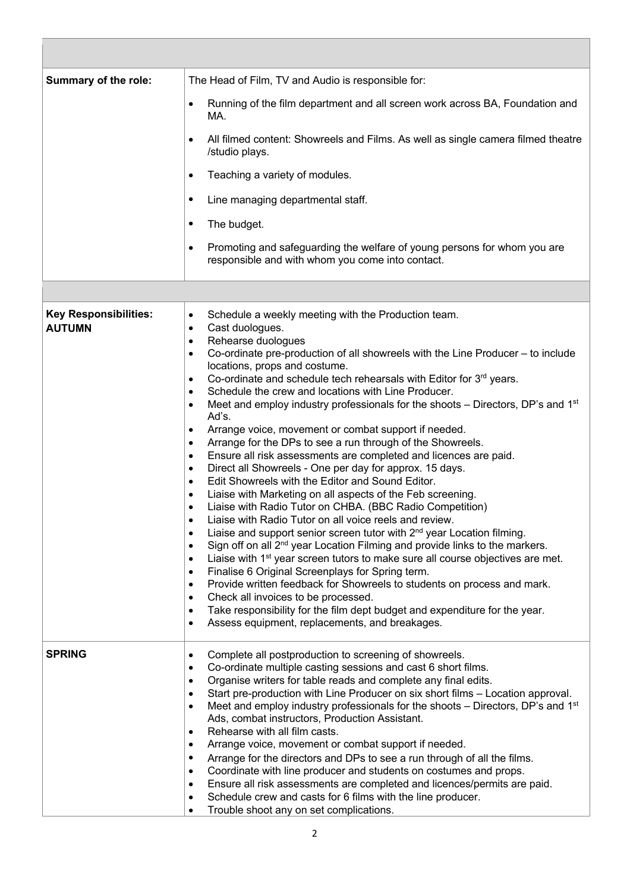| | |
|---|---|
| **Summary of the role:** | The Head of Film, TV and Audio is responsible for:<br>• Running of the film department and all screen work across BA, Foundation and MA.<br>• All filmed content: Showreels and Films. As well as single camera filmed theatre /studio plays.<br>• Teaching a variety of modules.<br>• Line managing departmental staff.<br>• The budget.<br>• Promoting and safeguarding the welfare of young persons for whom you are responsible and with whom you come into contact. |
| | |
| **Key Responsibilities: AUTUMN** | • Schedule a weekly meeting with the Production team.<br>• Cast duologues.<br>• Rehearse duologues<br>• Co-ordinate pre-production of all showreels with the Line Producer – to include locations, props and costume.<br>• Co-ordinate and schedule tech rehearsals with Editor for 3rd years.<br>• Schedule the crew and locations with Line Producer.<br>• Meet and employ industry professionals for the shoots – Directors, DP's and 1st Ad's.<br>• Arrange voice, movement or combat support if needed.<br>• Arrange for the DPs to see a run through of the Showreels.<br>• Ensure all risk assessments are completed and licences are paid.<br>• Direct all Showreels - One per day for approx. 15 days.<br>• Edit Showreels with the Editor and Sound Editor.<br>• Liaise with Marketing on all aspects of the Feb screening.<br>• Liaise with Radio Tutor on CHBA. (BBC Radio Competition)<br>• Liaise with Radio Tutor on all voice reels and review.<br>• Liaise and support senior screen tutor with 2nd year Location filming.<br>• Sign off on all 2nd year Location Filming and provide links to the markers.<br>• Liaise with 1st year screen tutors to make sure all course objectives are met.<br>• Finalise 6 Original Screenplays for Spring term.<br>• Provide written feedback for Showreels to students on process and mark.<br>• Check all invoices to be processed.<br>• Take responsibility for the film dept budget and expenditure for the year.<br>• Assess equipment, replacements, and breakages. |
| **SPRING** | • Complete all postproduction to screening of showreels.<br>• Co-ordinate multiple casting sessions and cast 6 short films.<br>• Organise writers for table reads and complete any final edits.<br>• Start pre-production with Line Producer on six short films – Location approval.<br>• Meet and employ industry professionals for the shoots – Directors, DP's and 1st Ads, combat instructors, Production Assistant.<br>• Rehearse with all film casts.<br>• Arrange voice, movement or combat support if needed.<br>• Arrange for the directors and DPs to see a run through of all the films.<br>• Coordinate with line producer and students on costumes and props.<br>• Ensure all risk assessments are completed and licences/permits are paid.<br>• Schedule crew and casts for 6 films with the line producer.<br>• Trouble shoot any on set complications. |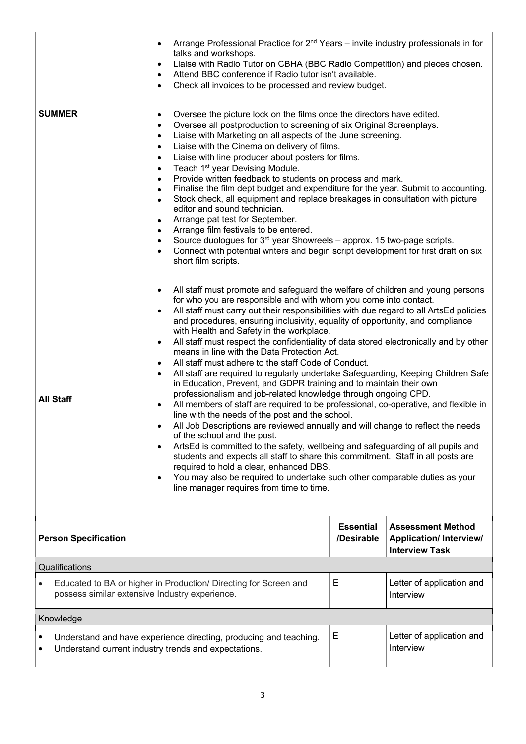| | |
|---|---|
| | <ul><li>Arrange Professional Practice for 2nd Years – invite industry professionals in for talks and workshops.</li><li>Liaise with Radio Tutor on CBHA (BBC Radio Competition) and pieces chosen.</li><li>Attend BBC conference if Radio tutor isn't available.</li><li>Check all invoices to be processed and review budget.</li></ul> |
| **SUMMER** | <ul><li>Oversee the picture lock on the films once the directors have edited.</li><li>Oversee all postproduction to screening of six Original Screenplays.</li><li>Liaise with Marketing on all aspects of the June screening.</li><li>Liaise with the Cinema on delivery of films.</li><li>Liaise with line producer about posters for films.</li><li>Teach 1st year Devising Module.</li><li>Provide written feedback to students on process and mark.</li><li>Finalise the film dept budget and expenditure for the year. Submit to accounting.</li><li>Stock check, all equipment and replace breakages in consultation with picture editor and sound technician.</li><li>Arrange pat test for September.</li><li>Arrange film festivals to be entered.</li><li>Source duologues for 3rd year Showreels – approx. 15 two-page scripts.</li><li>Connect with potential writers and begin script development for first draft on six short film scripts.</li></ul> |
| **All Staff** | <ul><li>All staff must promote and safeguard the welfare of children and young persons for who you are responsible and with whom you come into contact.</li><li>All staff must carry out their responsibilities with due regard to all ArtsEd policies and procedures, ensuring inclusivity, equality of opportunity, and compliance with Health and Safety in the workplace.</li><li>All staff must respect the confidentiality of data stored electronically and by other means in line with the Data Protection Act.</li><li>All staff must adhere to the staff Code of Conduct.</li><li>All staff are required to regularly undertake Safeguarding, Keeping Children Safe in Education, Prevent, and GDPR training and to maintain their own professionalism and job-related knowledge through ongoing CPD.</li><li>All members of staff are required to be professional, co-operative, and flexible in line with the needs of the post and the school.</li><li>All Job Descriptions are reviewed annually and will change to reflect the needs of the school and the post.</li><li>ArtsEd is committed to the safety, wellbeing and safeguarding of all pupils and students and expects all staff to share this commitment. Staff in all posts are required to hold a clear, enhanced DBS.</li><li>You may also be required to undertake such other comparable duties as your line manager requires from time to time.</li></ul> |

| **Person Specification** | **Essential /Desirable** | **Assessment Method Application/ Interview/ Interview Task** |
|---|---|---|
| Qualifications | | |
| • Educated to BA or higher in Production/ Directing for Screen and possess similar extensive Industry experience. | E | Letter of application and Interview |
| Knowledge | | |
| • Understand and have experience directing, producing and teaching.<br>• Understand current industry trends and expectations. | E | Letter of application and Interview |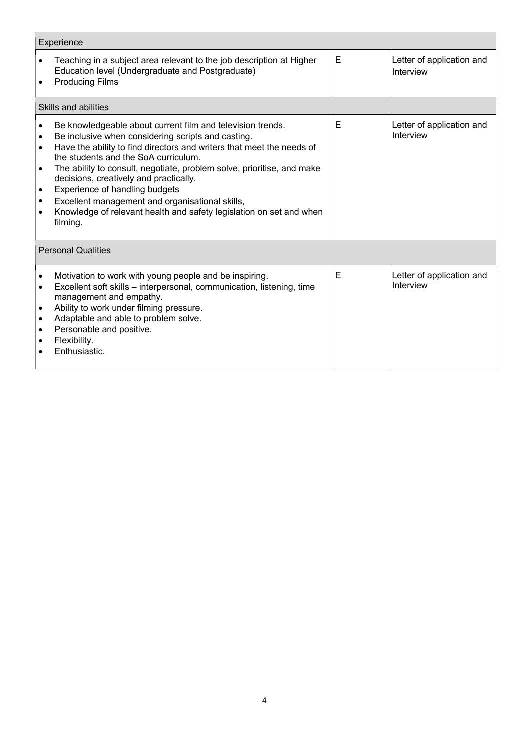| | | |
|---|---|---|
| **Experience** | | |
| • Teaching in a subject area relevant to the job description at Higher Education level (Undergraduate and Postgraduate)<br>• Producing Films | E | Letter of application and Interview |
| **Skills and abilities** | | |
| • Be knowledgeable about current film and television trends.<br>• Be inclusive when considering scripts and casting.<br>• Have the ability to find directors and writers that meet the needs of the students and the SoA curriculum.<br>• The ability to consult, negotiate, problem solve, prioritise, and make decisions, creatively and practically.<br>• Experience of handling budgets<br>• Excellent management and organisational skills,<br>• Knowledge of relevant health and safety legislation on set and when filming. | E | Letter of application and Interview |
| **Personal Qualities** | | |
| • Motivation to work with young people and be inspiring.<br>• Excellent soft skills – interpersonal, communication, listening, time management and empathy.<br>• Ability to work under filming pressure.<br>• Adaptable and able to problem solve.<br>• Personable and positive.<br>• Flexibility.<br>• Enthusiastic. | E | Letter of application and Interview |